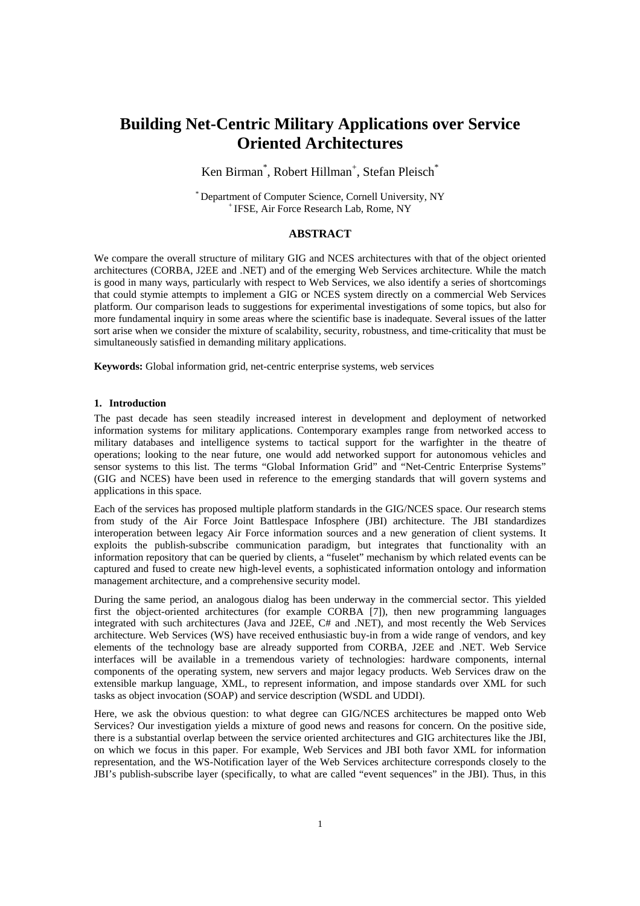# Building Net-Centric Military Applications over Service Oriented Architectures

Ken Birman[*], Robert Hillman[+], Stefan Pleisch[*]

[*] Department of Computer Science, Cornell University, NY
[+] IFSE, Air Force Research Lab, Rome, NY

## ABSTRACT

We compare the overall structure of military GIG and NCES architectures with that of the object oriented architectures (CORBA, J2EE and .NET) and of the emerging Web Services architecture. While the match is good in many ways, particularly with respect to Web Services, we also identify a series of shortcomings that could stymie attempts to implement a GIG or NCES system directly on a commercial Web Services platform. Our comparison leads to suggestions for experimental investigations of some topics, but also for more fundamental inquiry in some areas where the scientific base is inadequate. Several issues of the latter sort arise when we consider the mixture of scalability, security, robustness, and time-criticality that must be simultaneously satisfied in demanding military applications.

**Keywords:** Global information grid, net-centric enterprise systems, web services

### 1. Introduction

The past decade has seen steadily increased interest in development and deployment of networked information systems for military applications. Contemporary examples range from networked access to military databases and intelligence systems to tactical support for the warfighter in the theatre of operations; looking to the near future, one would add networked support for autonomous vehicles and sensor systems to this list. The terms "Global Information Grid" and "Net-Centric Enterprise Systems" (GIG and NCES) have been used in reference to the emerging standards that will govern systems and applications in this space.

Each of the services has proposed multiple platform standards in the GIG/NCES space. Our research stems from study of the Air Force Joint Battlespace Infosphere (JBI) architecture. The JBI standardizes interoperation between legacy Air Force information sources and a new generation of client systems. It exploits the publish-subscribe communication paradigm, but integrates that functionality with an information repository that can be queried by clients, a "fuselet" mechanism by which related events can be captured and fused to create new high-level events, a sophisticated information ontology and information management architecture, and a comprehensive security model.

During the same period, an analogous dialog has been underway in the commercial sector. This yielded first the object-oriented architectures (for example CORBA [7]), then new programming languages integrated with such architectures (Java and J2EE, C# and .NET), and most recently the Web Services architecture. Web Services (WS) have received enthusiastic buy-in from a wide range of vendors, and key elements of the technology base are already supported from CORBA, J2EE and .NET. Web Service interfaces will be available in a tremendous variety of technologies: hardware components, internal components of the operating system, new servers and major legacy products. Web Services draw on the extensible markup language, XML, to represent information, and impose standards over XML for such tasks as object invocation (SOAP) and service description (WSDL and UDDI).

Here, we ask the obvious question: to what degree can GIG/NCES architectures be mapped onto Web Services? Our investigation yields a mixture of good news and reasons for concern. On the positive side, there is a substantial overlap between the service oriented architectures and GIG architectures like the JBI, on which we focus in this paper. For example, Web Services and JBI both favor XML for information representation, and the WS-Notification layer of the Web Services architecture corresponds closely to the JBI's publish-subscribe layer (specifically, to what are called "event sequences" in the JBI). Thus, in this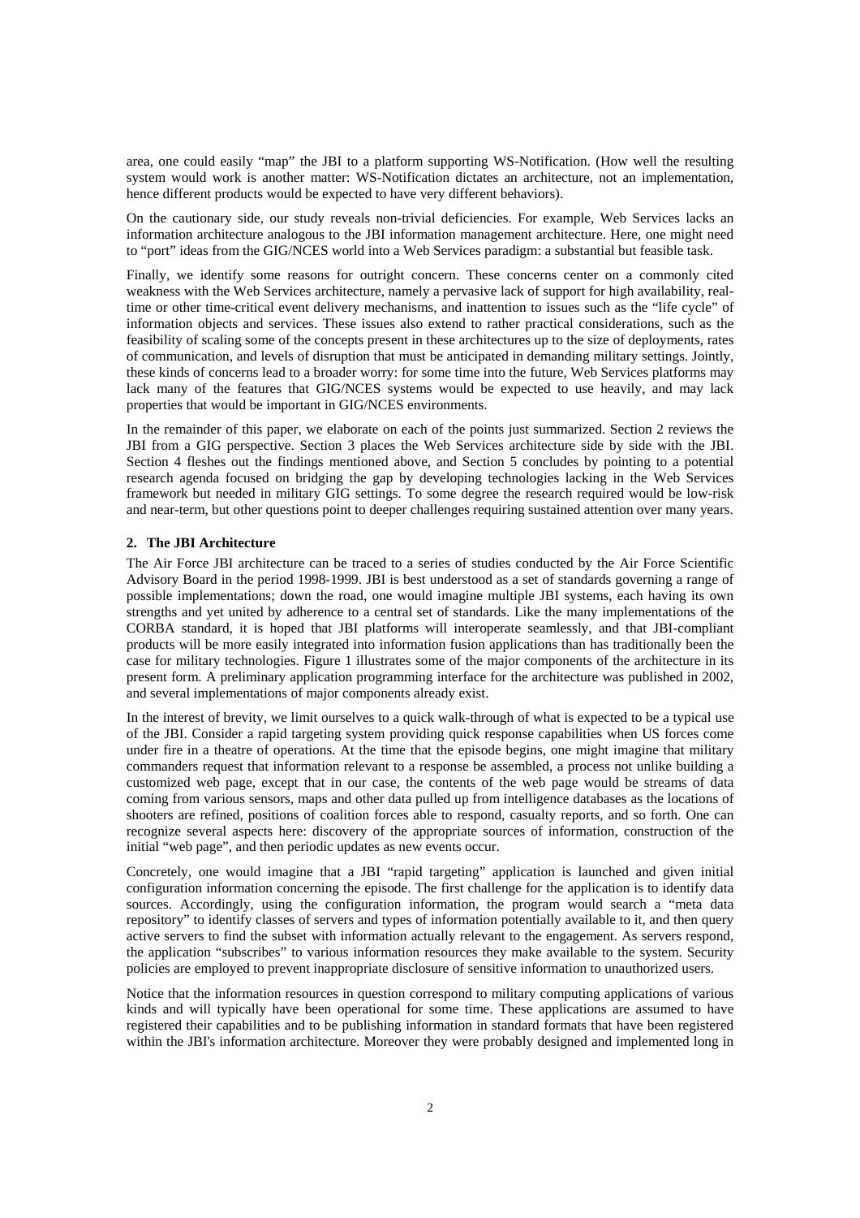area, one could easily "map" the JBI to a platform supporting WS-Notification. (How well the resulting system would work is another matter: WS-Notification dictates an architecture, not an implementation, hence different products would be expected to have very different behaviors).

On the cautionary side, our study reveals non-trivial deficiencies. For example, Web Services lacks an information architecture analogous to the JBI information management architecture. Here, one might need to "port" ideas from the GIG/NCES world into a Web Services paradigm: a substantial but feasible task.

Finally, we identify some reasons for outright concern. These concerns center on a commonly cited weakness with the Web Services architecture, namely a pervasive lack of support for high availability, real-time or other time-critical event delivery mechanisms, and inattention to issues such as the "life cycle" of information objects and services. These issues also extend to rather practical considerations, such as the feasibility of scaling some of the concepts present in these architectures up to the size of deployments, rates of communication, and levels of disruption that must be anticipated in demanding military settings. Jointly, these kinds of concerns lead to a broader worry: for some time into the future, Web Services platforms may lack many of the features that GIG/NCES systems would be expected to use heavily, and may lack properties that would be important in GIG/NCES environments.

In the remainder of this paper, we elaborate on each of the points just summarized. Section 2 reviews the JBI from a GIG perspective. Section 3 places the Web Services architecture side by side with the JBI. Section 4 fleshes out the findings mentioned above, and Section 5 concludes by pointing to a potential research agenda focused on bridging the gap by developing technologies lacking in the Web Services framework but needed in military GIG settings. To some degree the research required would be low-risk and near-term, but other questions point to deeper challenges requiring sustained attention over many years.

## 2. The JBI Architecture

The Air Force JBI architecture can be traced to a series of studies conducted by the Air Force Scientific Advisory Board in the period 1998-1999. JBI is best understood as a set of standards governing a range of possible implementations; down the road, one would imagine multiple JBI systems, each having its own strengths and yet united by adherence to a central set of standards. Like the many implementations of the CORBA standard, it is hoped that JBI platforms will interoperate seamlessly, and that JBI-compliant products will be more easily integrated into information fusion applications than has traditionally been the case for military technologies. Figure 1 illustrates some of the major components of the architecture in its present form. A preliminary application programming interface for the architecture was published in 2002, and several implementations of major components already exist.

In the interest of brevity, we limit ourselves to a quick walk-through of what is expected to be a typical use of the JBI. Consider a rapid targeting system providing quick response capabilities when US forces come under fire in a theatre of operations. At the time that the episode begins, one might imagine that military commanders request that information relevant to a response be assembled, a process not unlike building a customized web page, except that in our case, the contents of the web page would be streams of data coming from various sensors, maps and other data pulled up from intelligence databases as the locations of shooters are refined, positions of coalition forces able to respond, casualty reports, and so forth. One can recognize several aspects here: discovery of the appropriate sources of information, construction of the initial "web page", and then periodic updates as new events occur.

Concretely, one would imagine that a JBI "rapid targeting" application is launched and given initial configuration information concerning the episode. The first challenge for the application is to identify data sources. Accordingly, using the configuration information, the program would search a "meta data repository" to identify classes of servers and types of information potentially available to it, and then query active servers to find the subset with information actually relevant to the engagement. As servers respond, the application "subscribes" to various information resources they make available to the system. Security policies are employed to prevent inappropriate disclosure of sensitive information to unauthorized users.

Notice that the information resources in question correspond to military computing applications of various kinds and will typically have been operational for some time. These applications are assumed to have registered their capabilities and to be publishing information in standard formats that have been registered within the JBI's information architecture. Moreover they were probably designed and implemented long in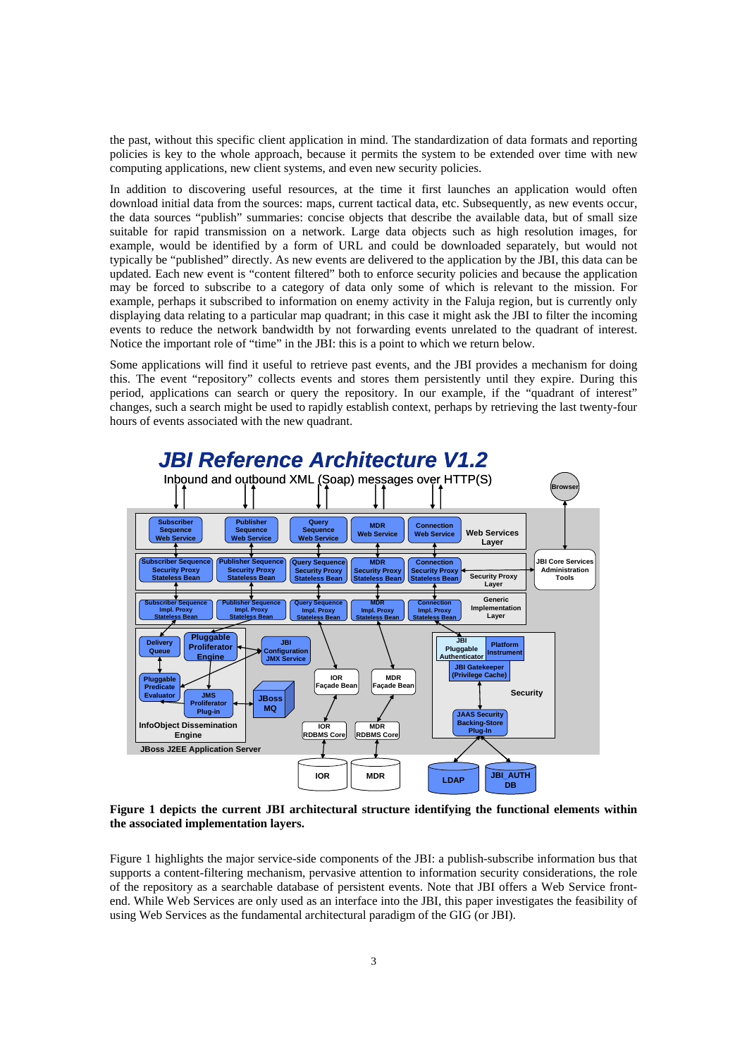the past, without this specific client application in mind. The standardization of data formats and reporting policies is key to the whole approach, because it permits the system to be extended over time with new computing applications, new client systems, and even new security policies.

In addition to discovering useful resources, at the time it first launches an application would often download initial data from the sources: maps, current tactical data, etc. Subsequently, as new events occur, the data sources "publish" summaries: concise objects that describe the available data, but of small size suitable for rapid transmission on a network. Large data objects such as high resolution images, for example, would be identified by a form of URL and could be downloaded separately, but would not typically be "published" directly. As new events are delivered to the application by the JBI, this data can be updated. Each new event is "content filtered" both to enforce security policies and because the application may be forced to subscribe to a category of data only some of which is relevant to the mission. For example, perhaps it subscribed to information on enemy activity in the Faluja region, but is currently only displaying data relating to a particular map quadrant; in this case it might ask the JBI to filter the incoming events to reduce the network bandwidth by not forwarding events unrelated to the quadrant of interest. Notice the important role of "time" in the JBI: this is a point to which we return below.

Some applications will find it useful to retrieve past events, and the JBI provides a mechanism for doing this. The event "repository" collects events and stores them persistently until they expire. During this period, applications can search or query the repository. In our example, if the "quadrant of interest" changes, such a search might be used to rapidly establish context, perhaps by retrieving the last twenty-four hours of events associated with the new quadrant.

JBI Reference Architecture V1.2

Inbound and outbound XML (Soap) messages over HTTP(S)

Browser

Subscriber Sequence Web Service
Publisher Sequence Web Service
Query Sequence Web Service
MDR Web Service
Connection Web Service
Web Services Layer

Subscriber Sequence Security Proxy Stateless Bean
Publisher Sequence Security Proxy Stateless Bean
Query Sequence Security Proxy Stateless Bean
MDR Security Proxy Stateless Bean
Connection Security Proxy Stateless Bean
Security Proxy Layer
JBI Core Services Administration Tools

Subscriber Sequence Impl. Proxy Stateless Bean
Publisher Sequence Impl. Proxy Stateless Bean
Query Sequence Impl. Proxy Stateless Bean
MDR Impl. Proxy Stateless Bean
Connection Impl. Proxy Stateless Bean
Generic Implementation Layer

Delivery Queue
Pluggable Proliferator Engine
JBI Configuration JMX Service
Pluggable Predicate Evaluator
JMS Proliferator Plug-in
JBoss MQ
InfoObject Dissemination Engine
IOR Façade Bean
MDR Façade Bean
IOR RDBMS Core
MDR RDBMS Core
JBI Pluggable Authenticator
Platform Instrument
JBI Gatekeeper (Privilege Cache)
Security
JAAS Security Backing-Store Plug-In
JBoss J2EE Application Server
IOR
MDR
LDAP
JBI_AUTH DB

**Figure 1 depicts the current JBI architectural structure identifying the functional elements within the associated implementation layers.**

Figure 1 highlights the major service-side components of the JBI: a publish-subscribe information bus that supports a content-filtering mechanism, pervasive attention to information security considerations, the role of the repository as a searchable database of persistent events. Note that JBI offers a Web Service front-end. While Web Services are only used as an interface into the JBI, this paper investigates the feasibility of using Web Services as the fundamental architectural paradigm of the GIG (or JBI).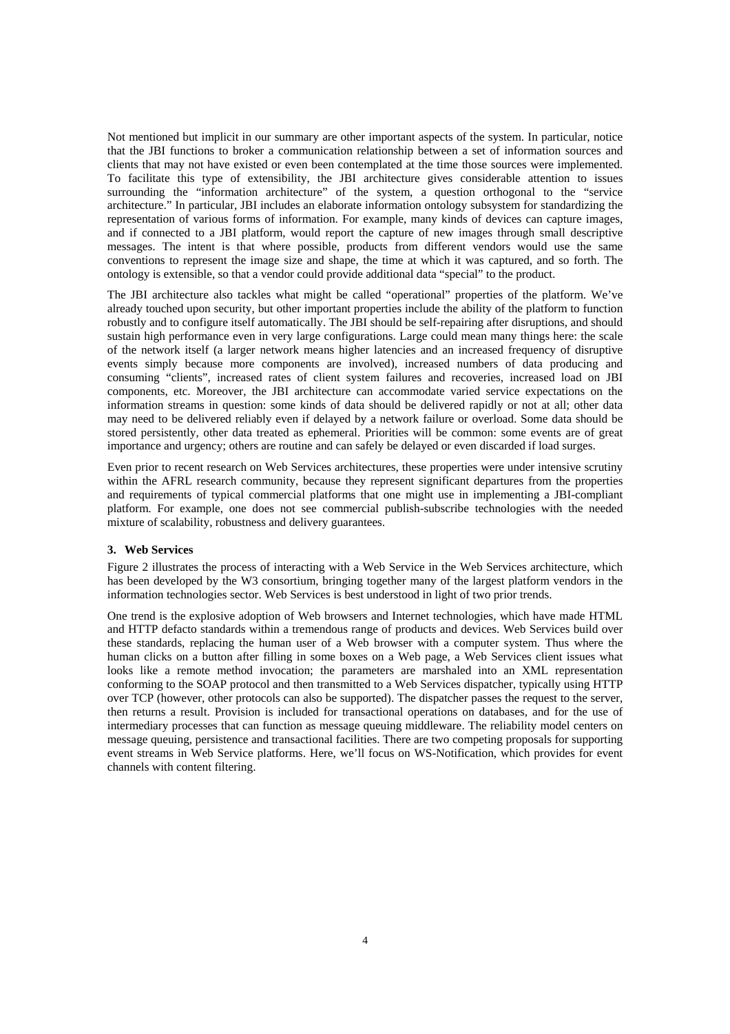Not mentioned but implicit in our summary are other important aspects of the system. In particular, notice that the JBI functions to broker a communication relationship between a set of information sources and clients that may not have existed or even been contemplated at the time those sources were implemented. To facilitate this type of extensibility, the JBI architecture gives considerable attention to issues surrounding the "information architecture" of the system, a question orthogonal to the "service architecture." In particular, JBI includes an elaborate information ontology subsystem for standardizing the representation of various forms of information. For example, many kinds of devices can capture images, and if connected to a JBI platform, would report the capture of new images through small descriptive messages. The intent is that where possible, products from different vendors would use the same conventions to represent the image size and shape, the time at which it was captured, and so forth. The ontology is extensible, so that a vendor could provide additional data "special" to the product.

The JBI architecture also tackles what might be called "operational" properties of the platform. We've already touched upon security, but other important properties include the ability of the platform to function robustly and to configure itself automatically. The JBI should be self-repairing after disruptions, and should sustain high performance even in very large configurations. Large could mean many things here: the scale of the network itself (a larger network means higher latencies and an increased frequency of disruptive events simply because more components are involved), increased numbers of data producing and consuming "clients", increased rates of client system failures and recoveries, increased load on JBI components, etc. Moreover, the JBI architecture can accommodate varied service expectations on the information streams in question: some kinds of data should be delivered rapidly or not at all; other data may need to be delivered reliably even if delayed by a network failure or overload. Some data should be stored persistently, other data treated as ephemeral. Priorities will be common: some events are of great importance and urgency; others are routine and can safely be delayed or even discarded if load surges.

Even prior to recent research on Web Services architectures, these properties were under intensive scrutiny within the AFRL research community, because they represent significant departures from the properties and requirements of typical commercial platforms that one might use in implementing a JBI-compliant platform. For example, one does not see commercial publish-subscribe technologies with the needed mixture of scalability, robustness and delivery guarantees.

### 3. Web Services

Figure 2 illustrates the process of interacting with a Web Service in the Web Services architecture, which has been developed by the W3 consortium, bringing together many of the largest platform vendors in the information technologies sector. Web Services is best understood in light of two prior trends.

One trend is the explosive adoption of Web browsers and Internet technologies, which have made HTML and HTTP defacto standards within a tremendous range of products and devices. Web Services build over these standards, replacing the human user of a Web browser with a computer system. Thus where the human clicks on a button after filling in some boxes on a Web page, a Web Services client issues what looks like a remote method invocation; the parameters are marshaled into an XML representation conforming to the SOAP protocol and then transmitted to a Web Services dispatcher, typically using HTTP over TCP (however, other protocols can also be supported). The dispatcher passes the request to the server, then returns a result. Provision is included for transactional operations on databases, and for the use of intermediary processes that can function as message queuing middleware. The reliability model centers on message queuing, persistence and transactional facilities. There are two competing proposals for supporting event streams in Web Service platforms. Here, we'll focus on WS-Notification, which provides for event channels with content filtering.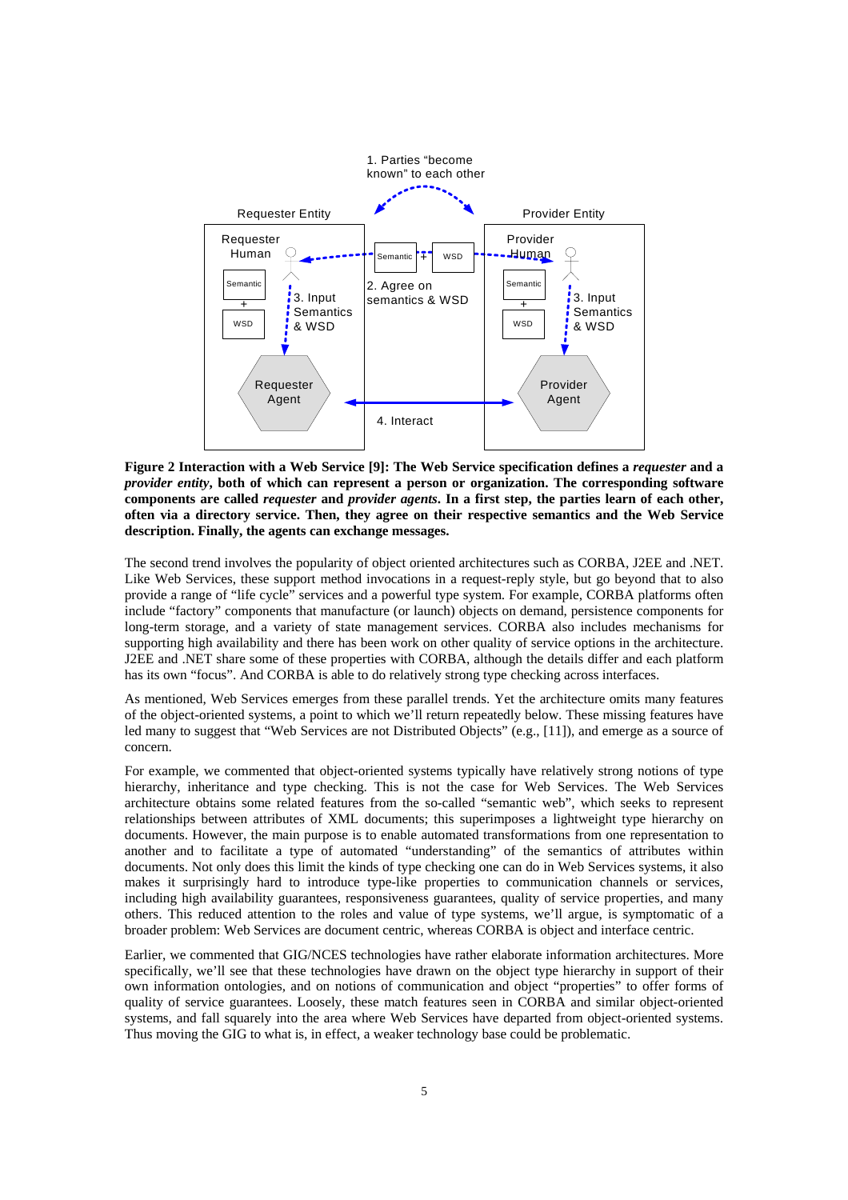**Figure 2 Interaction with a Web Service [9]: The Web Service specification defines a *requester* and a *provider entity*, both of which can represent a person or organization. The corresponding software components are called *requester* and *provider agents*. In a first step, the parties learn of each other, often via a directory service. Then, they agree on their respective semantics and the Web Service description. Finally, the agents can exchange messages.**

The second trend involves the popularity of object oriented architectures such as CORBA, J2EE and .NET. Like Web Services, these support method invocations in a request-reply style, but go beyond that to also provide a range of "life cycle" services and a powerful type system. For example, CORBA platforms often include "factory" components that manufacture (or launch) objects on demand, persistence components for long-term storage, and a variety of state management services. CORBA also includes mechanisms for supporting high availability and there has been work on other quality of service options in the architecture. J2EE and .NET share some of these properties with CORBA, although the details differ and each platform has its own "focus". And CORBA is able to do relatively strong type checking across interfaces.

As mentioned, Web Services emerges from these parallel trends. Yet the architecture omits many features of the object-oriented systems, a point to which we'll return repeatedly below. These missing features have led many to suggest that "Web Services are not Distributed Objects" (e.g., [11]), and emerge as a source of concern.

For example, we commented that object-oriented systems typically have relatively strong notions of type hierarchy, inheritance and type checking. This is not the case for Web Services. The Web Services architecture obtains some related features from the so-called "semantic web", which seeks to represent relationships between attributes of XML documents; this superimposes a lightweight type hierarchy on documents. However, the main purpose is to enable automated transformations from one representation to another and to facilitate a type of automated "understanding" of the semantics of attributes within documents. Not only does this limit the kinds of type checking one can do in Web Services systems, it also makes it surprisingly hard to introduce type-like properties to communication channels or services, including high availability guarantees, responsiveness guarantees, quality of service properties, and many others. This reduced attention to the roles and value of type systems, we'll argue, is symptomatic of a broader problem: Web Services are document centric, whereas CORBA is object and interface centric.

Earlier, we commented that GIG/NCES technologies have rather elaborate information architectures. More specifically, we'll see that these technologies have drawn on the object type hierarchy in support of their own information ontologies, and on notions of communication and object "properties" to offer forms of quality of service guarantees. Loosely, these match features seen in CORBA and similar object-oriented systems, and fall squarely into the area where Web Services have departed from object-oriented systems. Thus moving the GIG to what is, in effect, a weaker technology base could be problematic.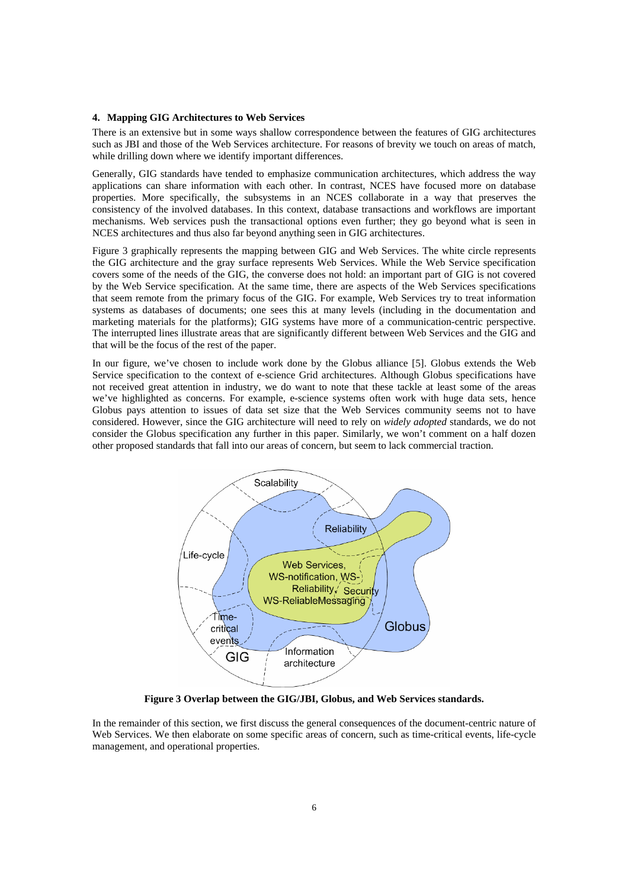## 4. Mapping GIG Architectures to Web Services

There is an extensive but in some ways shallow correspondence between the features of GIG architectures such as JBI and those of the Web Services architecture. For reasons of brevity we touch on areas of match, while drilling down where we identify important differences.

Generally, GIG standards have tended to emphasize communication architectures, which address the way applications can share information with each other. In contrast, NCES have focused more on database properties. More specifically, the subsystems in an NCES collaborate in a way that preserves the consistency of the involved databases. In this context, database transactions and workflows are important mechanisms. Web services push the transactional options even further; they go beyond what is seen in NCES architectures and thus also far beyond anything seen in GIG architectures.

Figure 3 graphically represents the mapping between GIG and Web Services. The white circle represents the GIG architecture and the gray surface represents Web Services. While the Web Service specification covers some of the needs of the GIG, the converse does not hold: an important part of GIG is not covered by the Web Service specification. At the same time, there are aspects of the Web Services specifications that seem remote from the primary focus of the GIG. For example, Web Services try to treat information systems as databases of documents; one sees this at many levels (including in the documentation and marketing materials for the platforms); GIG systems have more of a communication-centric perspective. The interrupted lines illustrate areas that are significantly different between Web Services and the GIG and that will be the focus of the rest of the paper.

In our figure, we've chosen to include work done by the Globus alliance [5]. Globus extends the Web Service specification to the context of e-science Grid architectures. Although Globus specifications have not received great attention in industry, we do want to note that these tackle at least some of the areas we've highlighted as concerns. For example, e-science systems often work with huge data sets, hence Globus pays attention to issues of data set size that the Web Services community seems not to have considered. However, since the GIG architecture will need to rely on *widely adopted* standards, we do not consider the Globus specification any further in this paper. Similarly, we won't comment on a half dozen other proposed standards that fall into our areas of concern, but seem to lack commercial traction.

Scalability

Reliability

Life-cycle

Web Services, WS-notification, WS-Reliability, Security WS-ReliableMessaging

Time-critical events

Globus

GIG

Information architecture

**Figure 3 Overlap between the GIG/JBI, Globus, and Web Services standards.**

In the remainder of this section, we first discuss the general consequences of the document-centric nature of Web Services. We then elaborate on some specific areas of concern, such as time-critical events, life-cycle management, and operational properties.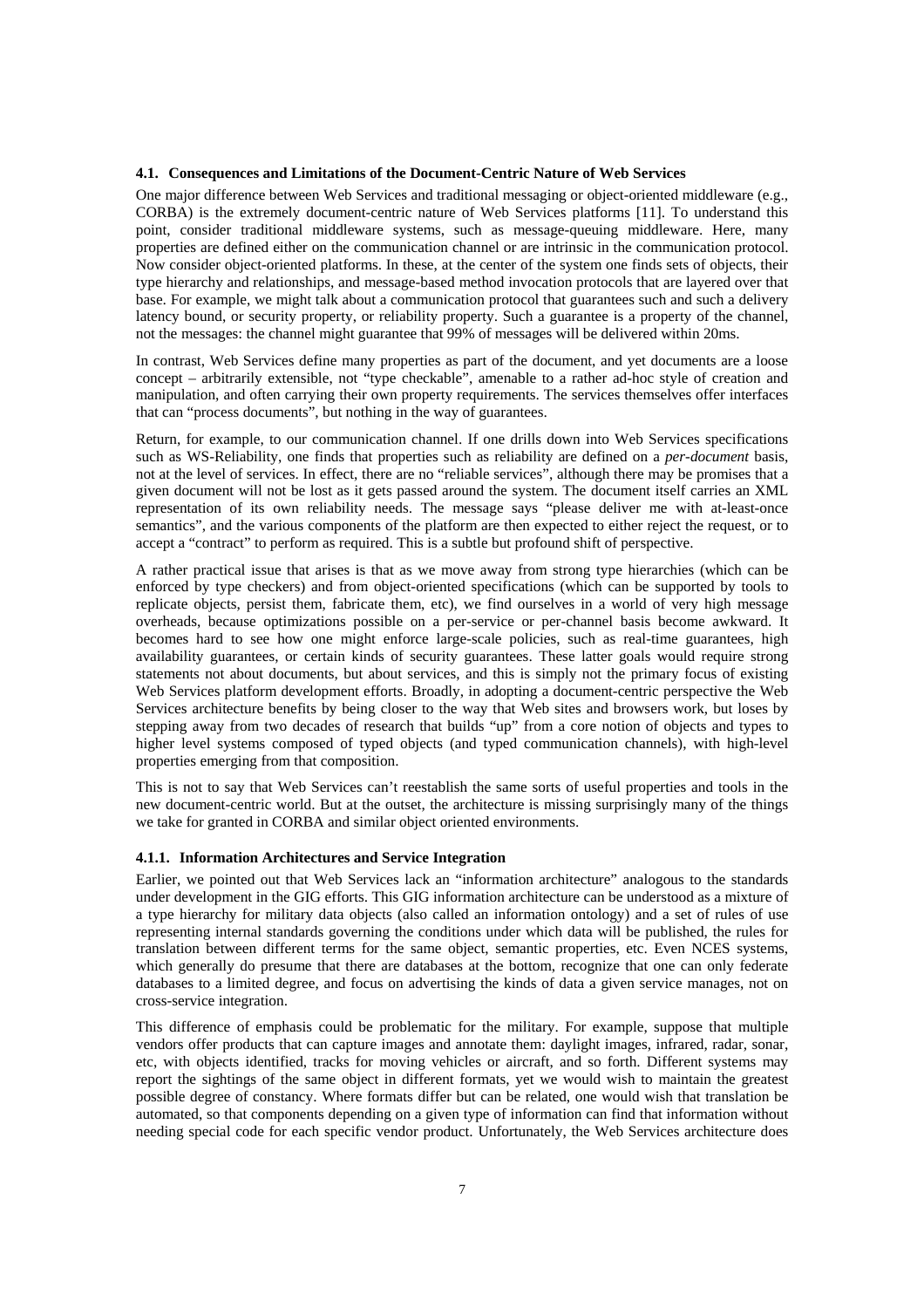### 4.1. Consequences and Limitations of the Document-Centric Nature of Web Services

One major difference between Web Services and traditional messaging or object-oriented middleware (e.g., CORBA) is the extremely document-centric nature of Web Services platforms [11]. To understand this point, consider traditional middleware systems, such as message-queuing middleware. Here, many properties are defined either on the communication channel or are intrinsic in the communication protocol. Now consider object-oriented platforms. In these, at the center of the system one finds sets of objects, their type hierarchy and relationships, and message-based method invocation protocols that are layered over that base. For example, we might talk about a communication protocol that guarantees such and such a delivery latency bound, or security property, or reliability property. Such a guarantee is a property of the channel, not the messages: the channel might guarantee that 99% of messages will be delivered within 20ms.

In contrast, Web Services define many properties as part of the document, and yet documents are a loose concept – arbitrarily extensible, not "type checkable", amenable to a rather ad-hoc style of creation and manipulation, and often carrying their own property requirements. The services themselves offer interfaces that can "process documents", but nothing in the way of guarantees.

Return, for example, to our communication channel. If one drills down into Web Services specifications such as WS-Reliability, one finds that properties such as reliability are defined on a *per-document* basis, not at the level of services. In effect, there are no "reliable services", although there may be promises that a given document will not be lost as it gets passed around the system. The document itself carries an XML representation of its own reliability needs. The message says "please deliver me with at-least-once semantics", and the various components of the platform are then expected to either reject the request, or to accept a "contract" to perform as required. This is a subtle but profound shift of perspective.

A rather practical issue that arises is that as we move away from strong type hierarchies (which can be enforced by type checkers) and from object-oriented specifications (which can be supported by tools to replicate objects, persist them, fabricate them, etc), we find ourselves in a world of very high message overheads, because optimizations possible on a per-service or per-channel basis become awkward. It becomes hard to see how one might enforce large-scale policies, such as real-time guarantees, high availability guarantees, or certain kinds of security guarantees. These latter goals would require strong statements not about documents, but about services, and this is simply not the primary focus of existing Web Services platform development efforts. Broadly, in adopting a document-centric perspective the Web Services architecture benefits by being closer to the way that Web sites and browsers work, but loses by stepping away from two decades of research that builds "up" from a core notion of objects and types to higher level systems composed of typed objects (and typed communication channels), with high-level properties emerging from that composition.

This is not to say that Web Services can't reestablish the same sorts of useful properties and tools in the new document-centric world. But at the outset, the architecture is missing surprisingly many of the things we take for granted in CORBA and similar object oriented environments.

#### 4.1.1. Information Architectures and Service Integration

Earlier, we pointed out that Web Services lack an "information architecture" analogous to the standards under development in the GIG efforts. This GIG information architecture can be understood as a mixture of a type hierarchy for military data objects (also called an information ontology) and a set of rules of use representing internal standards governing the conditions under which data will be published, the rules for translation between different terms for the same object, semantic properties, etc. Even NCES systems, which generally do presume that there are databases at the bottom, recognize that one can only federate databases to a limited degree, and focus on advertising the kinds of data a given service manages, not on cross-service integration.

This difference of emphasis could be problematic for the military. For example, suppose that multiple vendors offer products that can capture images and annotate them: daylight images, infrared, radar, sonar, etc, with objects identified, tracks for moving vehicles or aircraft, and so forth. Different systems may report the sightings of the same object in different formats, yet we would wish to maintain the greatest possible degree of constancy. Where formats differ but can be related, one would wish that translation be automated, so that components depending on a given type of information can find that information without needing special code for each specific vendor product. Unfortunately, the Web Services architecture does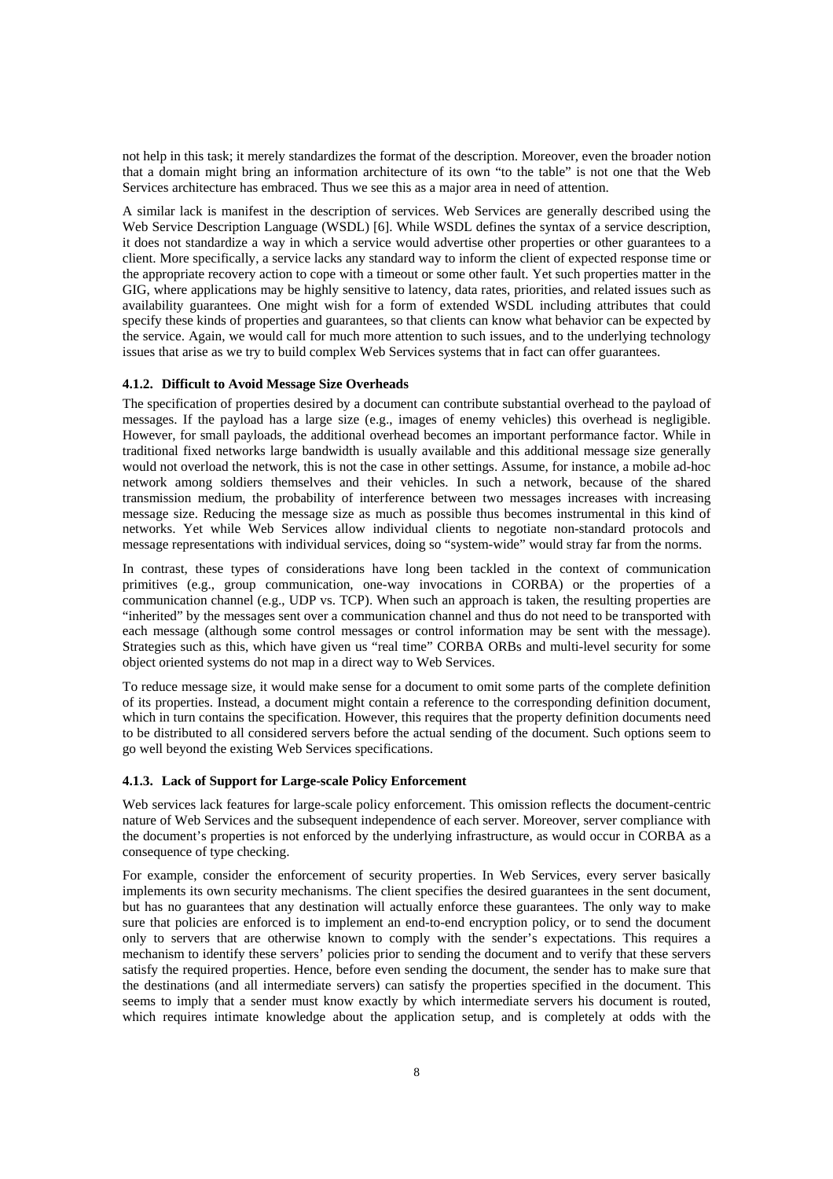not help in this task; it merely standardizes the format of the description. Moreover, even the broader notion that a domain might bring an information architecture of its own "to the table" is not one that the Web Services architecture has embraced. Thus we see this as a major area in need of attention.

A similar lack is manifest in the description of services. Web Services are generally described using the Web Service Description Language (WSDL) [6]. While WSDL defines the syntax of a service description, it does not standardize a way in which a service would advertise other properties or other guarantees to a client. More specifically, a service lacks any standard way to inform the client of expected response time or the appropriate recovery action to cope with a timeout or some other fault. Yet such properties matter in the GIG, where applications may be highly sensitive to latency, data rates, priorities, and related issues such as availability guarantees. One might wish for a form of extended WSDL including attributes that could specify these kinds of properties and guarantees, so that clients can know what behavior can be expected by the service. Again, we would call for much more attention to such issues, and to the underlying technology issues that arise as we try to build complex Web Services systems that in fact can offer guarantees.

#### 4.1.2. Difficult to Avoid Message Size Overheads

The specification of properties desired by a document can contribute substantial overhead to the payload of messages. If the payload has a large size (e.g., images of enemy vehicles) this overhead is negligible. However, for small payloads, the additional overhead becomes an important performance factor. While in traditional fixed networks large bandwidth is usually available and this additional message size generally would not overload the network, this is not the case in other settings. Assume, for instance, a mobile ad-hoc network among soldiers themselves and their vehicles. In such a network, because of the shared transmission medium, the probability of interference between two messages increases with increasing message size. Reducing the message size as much as possible thus becomes instrumental in this kind of networks. Yet while Web Services allow individual clients to negotiate non-standard protocols and message representations with individual services, doing so "system-wide" would stray far from the norms.

In contrast, these types of considerations have long been tackled in the context of communication primitives (e.g., group communication, one-way invocations in CORBA) or the properties of a communication channel (e.g., UDP vs. TCP). When such an approach is taken, the resulting properties are "inherited" by the messages sent over a communication channel and thus do not need to be transported with each message (although some control messages or control information may be sent with the message). Strategies such as this, which have given us "real time" CORBA ORBs and multi-level security for some object oriented systems do not map in a direct way to Web Services.

To reduce message size, it would make sense for a document to omit some parts of the complete definition of its properties. Instead, a document might contain a reference to the corresponding definition document, which in turn contains the specification. However, this requires that the property definition documents need to be distributed to all considered servers before the actual sending of the document. Such options seem to go well beyond the existing Web Services specifications.

#### 4.1.3. Lack of Support for Large-scale Policy Enforcement

Web services lack features for large-scale policy enforcement. This omission reflects the document-centric nature of Web Services and the subsequent independence of each server. Moreover, server compliance with the document's properties is not enforced by the underlying infrastructure, as would occur in CORBA as a consequence of type checking.

For example, consider the enforcement of security properties. In Web Services, every server basically implements its own security mechanisms. The client specifies the desired guarantees in the sent document, but has no guarantees that any destination will actually enforce these guarantees. The only way to make sure that policies are enforced is to implement an end-to-end encryption policy, or to send the document only to servers that are otherwise known to comply with the sender's expectations. This requires a mechanism to identify these servers' policies prior to sending the document and to verify that these servers satisfy the required properties. Hence, before even sending the document, the sender has to make sure that the destinations (and all intermediate servers) can satisfy the properties specified in the document. This seems to imply that a sender must know exactly by which intermediate servers his document is routed, which requires intimate knowledge about the application setup, and is completely at odds with the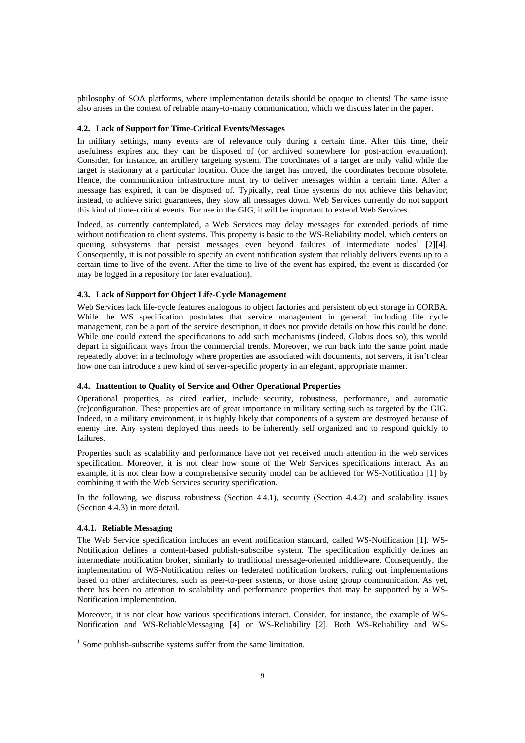philosophy of SOA platforms, where implementation details should be opaque to clients! The same issue also arises in the context of reliable many-to-many communication, which we discuss later in the paper.

### 4.2. Lack of Support for Time-Critical Events/Messages

In military settings, many events are of relevance only during a certain time. After this time, their usefulness expires and they can be disposed of (or archived somewhere for post-action evaluation). Consider, for instance, an artillery targeting system. The coordinates of a target are only valid while the target is stationary at a particular location. Once the target has moved, the coordinates become obsolete. Hence, the communication infrastructure must try to deliver messages within a certain time. After a message has expired, it can be disposed of. Typically, real time systems do not achieve this behavior; instead, to achieve strict guarantees, they slow all messages down. Web Services currently do not support this kind of time-critical events. For use in the GIG, it will be important to extend Web Services.

Indeed, as currently contemplated, a Web Services may delay messages for extended periods of time without notification to client systems. This property is basic to the WS-Reliability model, which centers on queuing subsystems that persist messages even beyond failures of intermediate nodes[1] [2][4]. Consequently, it is not possible to specify an event notification system that reliably delivers events up to a certain time-to-live of the event. After the time-to-live of the event has expired, the event is discarded (or may be logged in a repository for later evaluation).

### 4.3. Lack of Support for Object Life-Cycle Management

Web Services lack life-cycle features analogous to object factories and persistent object storage in CORBA. While the WS specification postulates that service management in general, including life cycle management, can be a part of the service description, it does not provide details on how this could be done. While one could extend the specifications to add such mechanisms (indeed, Globus does so), this would depart in significant ways from the commercial trends. Moreover, we run back into the same point made repeatedly above: in a technology where properties are associated with documents, not servers, it isn't clear how one can introduce a new kind of server-specific property in an elegant, appropriate manner.

### 4.4. Inattention to Quality of Service and Other Operational Properties

Operational properties, as cited earlier, include security, robustness, performance, and automatic (re)configuration. These properties are of great importance in military setting such as targeted by the GIG. Indeed, in a military environment, it is highly likely that components of a system are destroyed because of enemy fire. Any system deployed thus needs to be inherently self organized and to respond quickly to failures.

Properties such as scalability and performance have not yet received much attention in the web services specification. Moreover, it is not clear how some of the Web Services specifications interact. As an example, it is not clear how a comprehensive security model can be achieved for WS-Notification [1] by combining it with the Web Services security specification.

In the following, we discuss robustness (Section 4.4.1), security (Section 4.4.2), and scalability issues (Section 4.4.3) in more detail.

#### 4.4.1. Reliable Messaging

The Web Service specification includes an event notification standard, called WS-Notification [1]. WS-Notification defines a content-based publish-subscribe system. The specification explicitly defines an intermediate notification broker, similarly to traditional message-oriented middleware. Consequently, the implementation of WS-Notification relies on federated notification brokers, ruling out implementations based on other architectures, such as peer-to-peer systems, or those using group communication. As yet, there has been no attention to scalability and performance properties that may be supported by a WS-Notification implementation.

Moreover, it is not clear how various specifications interact. Consider, for instance, the example of WS-Notification and WS-ReliableMessaging [4] or WS-Reliability [2]. Both WS-Reliability and WS-

[1] Some publish-subscribe systems suffer from the same limitation.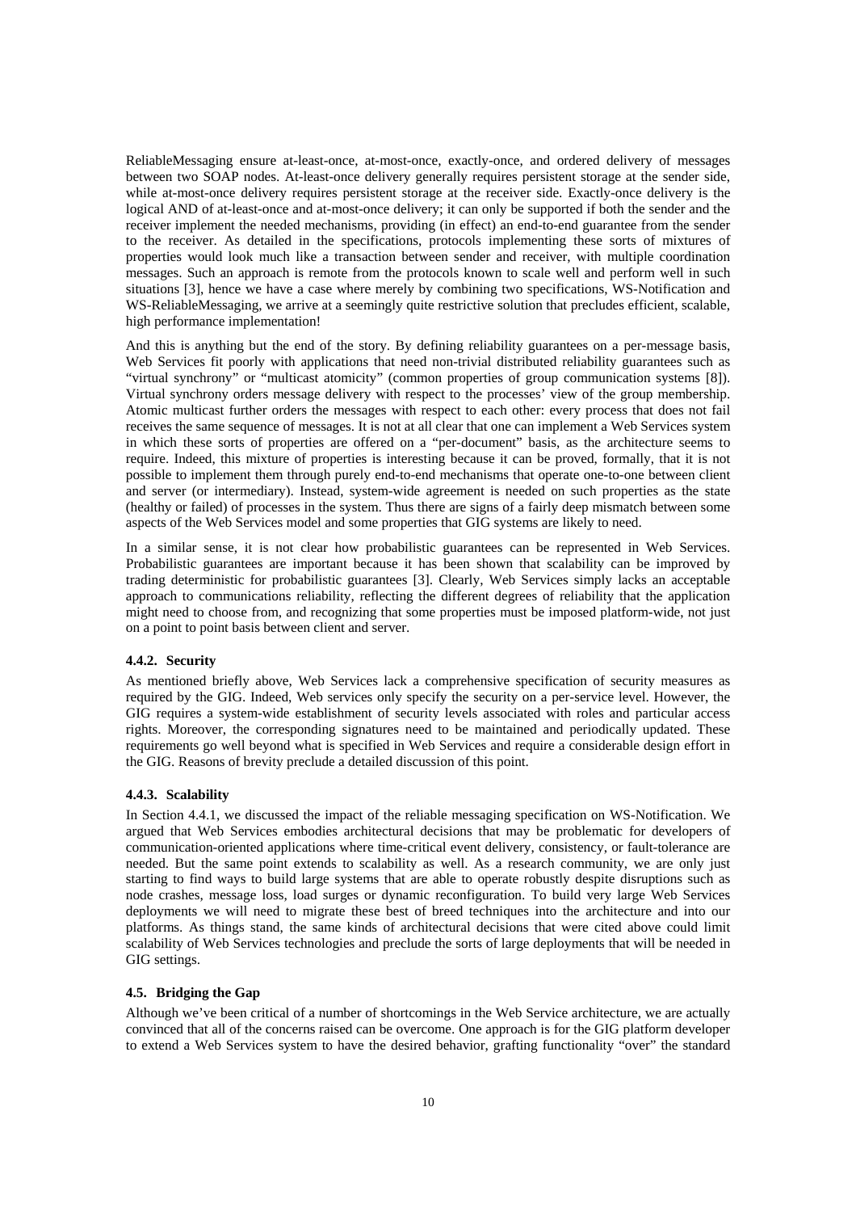ReliableMessaging ensure at-least-once, at-most-once, exactly-once, and ordered delivery of messages between two SOAP nodes. At-least-once delivery generally requires persistent storage at the sender side, while at-most-once delivery requires persistent storage at the receiver side. Exactly-once delivery is the logical AND of at-least-once and at-most-once delivery; it can only be supported if both the sender and the receiver implement the needed mechanisms, providing (in effect) an end-to-end guarantee from the sender to the receiver. As detailed in the specifications, protocols implementing these sorts of mixtures of properties would look much like a transaction between sender and receiver, with multiple coordination messages. Such an approach is remote from the protocols known to scale well and perform well in such situations [3], hence we have a case where merely by combining two specifications, WS-Notification and WS-ReliableMessaging, we arrive at a seemingly quite restrictive solution that precludes efficient, scalable, high performance implementation!

And this is anything but the end of the story. By defining reliability guarantees on a per-message basis, Web Services fit poorly with applications that need non-trivial distributed reliability guarantees such as "virtual synchrony" or "multicast atomicity" (common properties of group communication systems [8]). Virtual synchrony orders message delivery with respect to the processes' view of the group membership. Atomic multicast further orders the messages with respect to each other: every process that does not fail receives the same sequence of messages. It is not at all clear that one can implement a Web Services system in which these sorts of properties are offered on a "per-document" basis, as the architecture seems to require. Indeed, this mixture of properties is interesting because it can be proved, formally, that it is not possible to implement them through purely end-to-end mechanisms that operate one-to-one between client and server (or intermediary). Instead, system-wide agreement is needed on such properties as the state (healthy or failed) of processes in the system. Thus there are signs of a fairly deep mismatch between some aspects of the Web Services model and some properties that GIG systems are likely to need.

In a similar sense, it is not clear how probabilistic guarantees can be represented in Web Services. Probabilistic guarantees are important because it has been shown that scalability can be improved by trading deterministic for probabilistic guarantees [3]. Clearly, Web Services simply lacks an acceptable approach to communications reliability, reflecting the different degrees of reliability that the application might need to choose from, and recognizing that some properties must be imposed platform-wide, not just on a point to point basis between client and server.

#### 4.4.2. Security

As mentioned briefly above, Web Services lack a comprehensive specification of security measures as required by the GIG. Indeed, Web services only specify the security on a per-service level. However, the GIG requires a system-wide establishment of security levels associated with roles and particular access rights. Moreover, the corresponding signatures need to be maintained and periodically updated. These requirements go well beyond what is specified in Web Services and require a considerable design effort in the GIG. Reasons of brevity preclude a detailed discussion of this point.

#### 4.4.3. Scalability

In Section 4.4.1, we discussed the impact of the reliable messaging specification on WS-Notification. We argued that Web Services embodies architectural decisions that may be problematic for developers of communication-oriented applications where time-critical event delivery, consistency, or fault-tolerance are needed. But the same point extends to scalability as well. As a research community, we are only just starting to find ways to build large systems that are able to operate robustly despite disruptions such as node crashes, message loss, load surges or dynamic reconfiguration. To build very large Web Services deployments we will need to migrate these best of breed techniques into the architecture and into our platforms. As things stand, the same kinds of architectural decisions that were cited above could limit scalability of Web Services technologies and preclude the sorts of large deployments that will be needed in GIG settings.

### 4.5. Bridging the Gap

Although we've been critical of a number of shortcomings in the Web Service architecture, we are actually convinced that all of the concerns raised can be overcome. One approach is for the GIG platform developer to extend a Web Services system to have the desired behavior, grafting functionality "over" the standard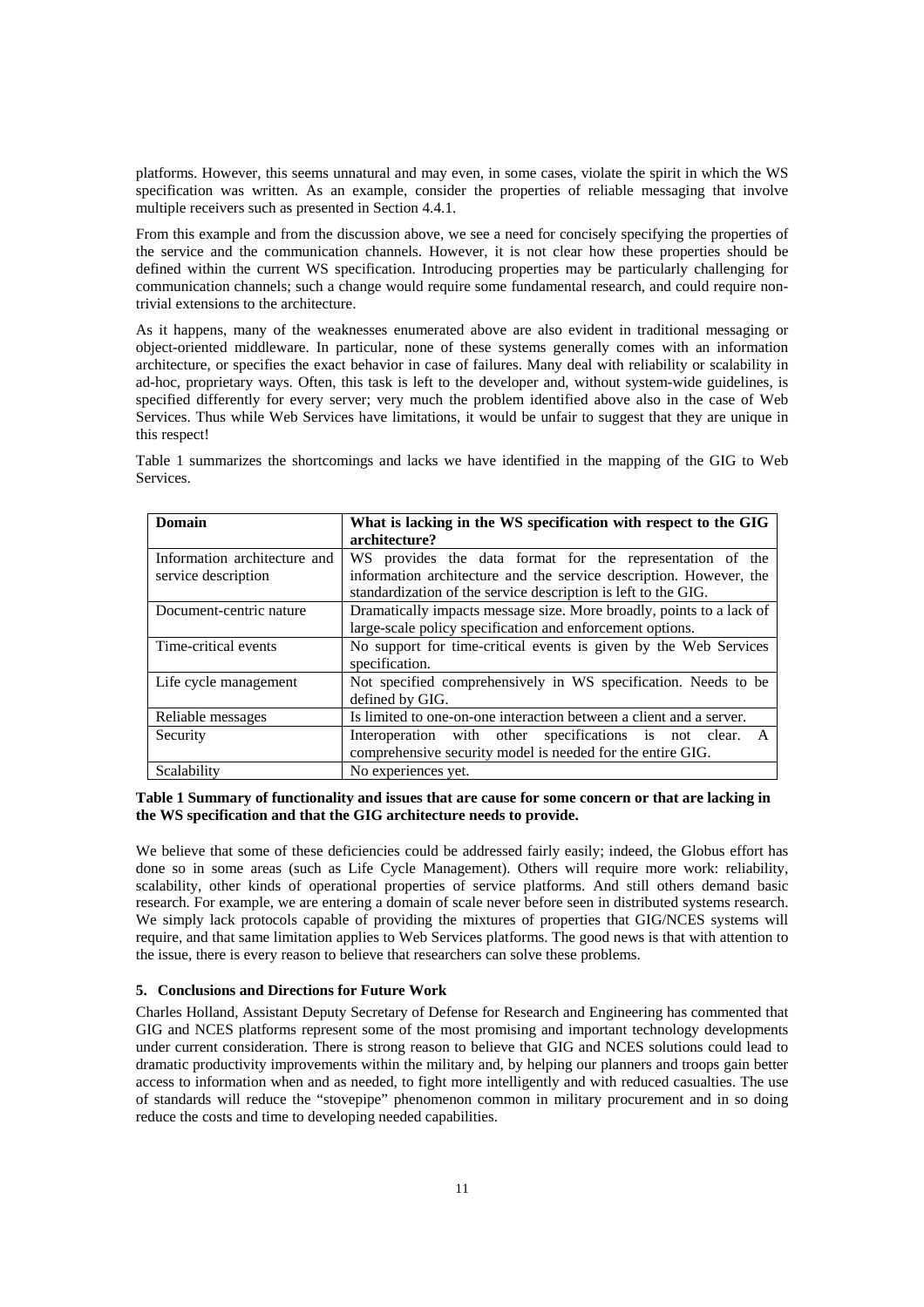platforms. However, this seems unnatural and may even, in some cases, violate the spirit in which the WS specification was written. As an example, consider the properties of reliable messaging that involve multiple receivers such as presented in Section 4.4.1.

From this example and from the discussion above, we see a need for concisely specifying the properties of the service and the communication channels. However, it is not clear how these properties should be defined within the current WS specification. Introducing properties may be particularly challenging for communication channels; such a change would require some fundamental research, and could require non-trivial extensions to the architecture.

As it happens, many of the weaknesses enumerated above are also evident in traditional messaging or object-oriented middleware. In particular, none of these systems generally comes with an information architecture, or specifies the exact behavior in case of failures. Many deal with reliability or scalability in ad-hoc, proprietary ways. Often, this task is left to the developer and, without system-wide guidelines, is specified differently for every server; very much the problem identified above also in the case of Web Services. Thus while Web Services have limitations, it would be unfair to suggest that they are unique in this respect!

Table 1 summarizes the shortcomings and lacks we have identified in the mapping of the GIG to Web Services.

| **Domain** | **What is lacking in the WS specification with respect to the GIG architecture?** |
| --- | --- |
| Information architecture and service description | WS provides the data format for the representation of the information architecture and the service description. However, the standardization of the service description is left to the GIG. |
| Document-centric nature | Dramatically impacts message size. More broadly, points to a lack of large-scale policy specification and enforcement options. |
| Time-critical events | No support for time-critical events is given by the Web Services specification. |
| Life cycle management | Not specified comprehensively in WS specification. Needs to be defined by GIG. |
| Reliable messages | Is limited to one-on-one interaction between a client and a server. |
| Security | Interoperation with other specifications is not clear. A comprehensive security model is needed for the entire GIG. |
| Scalability | No experiences yet. |

**Table 1 Summary of functionality and issues that are cause for some concern or that are lacking in the WS specification and that the GIG architecture needs to provide.**

We believe that some of these deficiencies could be addressed fairly easily; indeed, the Globus effort has done so in some areas (such as Life Cycle Management). Others will require more work: reliability, scalability, other kinds of operational properties of service platforms. And still others demand basic research. For example, we are entering a domain of scale never before seen in distributed systems research. We simply lack protocols capable of providing the mixtures of properties that GIG/NCES systems will require, and that same limitation applies to Web Services platforms. The good news is that with attention to the issue, there is every reason to believe that researchers can solve these problems.

## 5. Conclusions and Directions for Future Work

Charles Holland, Assistant Deputy Secretary of Defense for Research and Engineering has commented that GIG and NCES platforms represent some of the most promising and important technology developments under current consideration. There is strong reason to believe that GIG and NCES solutions could lead to dramatic productivity improvements within the military and, by helping our planners and troops gain better access to information when and as needed, to fight more intelligently and with reduced casualties. The use of standards will reduce the "stovepipe" phenomenon common in military procurement and in so doing reduce the costs and time to developing needed capabilities.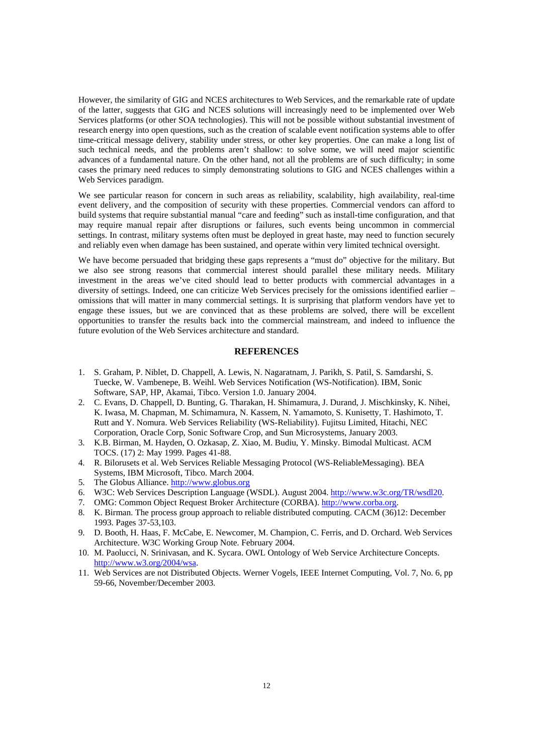However, the similarity of GIG and NCES architectures to Web Services, and the remarkable rate of update of the latter, suggests that GIG and NCES solutions will increasingly need to be implemented over Web Services platforms (or other SOA technologies). This will not be possible without substantial investment of research energy into open questions, such as the creation of scalable event notification systems able to offer time-critical message delivery, stability under stress, or other key properties. One can make a long list of such technical needs, and the problems aren't shallow: to solve some, we will need major scientific advances of a fundamental nature. On the other hand, not all the problems are of such difficulty; in some cases the primary need reduces to simply demonstrating solutions to GIG and NCES challenges within a Web Services paradigm.

We see particular reason for concern in such areas as reliability, scalability, high availability, real-time event delivery, and the composition of security with these properties. Commercial vendors can afford to build systems that require substantial manual "care and feeding" such as install-time configuration, and that may require manual repair after disruptions or failures, such events being uncommon in commercial settings. In contrast, military systems often must be deployed in great haste, may need to function securely and reliably even when damage has been sustained, and operate within very limited technical oversight.

We have become persuaded that bridging these gaps represents a "must do" objective for the military. But we also see strong reasons that commercial interest should parallel these military needs. Military investment in the areas we've cited should lead to better products with commercial advantages in a diversity of settings. Indeed, one can criticize Web Services precisely for the omissions identified earlier – omissions that will matter in many commercial settings. It is surprising that platform vendors have yet to engage these issues, but we are convinced that as these problems are solved, there will be excellent opportunities to transfer the results back into the commercial mainstream, and indeed to influence the future evolution of the Web Services architecture and standard.

## REFERENCES

1. S. Graham, P. Niblet, D. Chappell, A. Lewis, N. Nagaratnam, J. Parikh, S. Patil, S. Samdarshi, S. Tuecke, W. Vambenepe, B. Weihl. Web Services Notification (WS-Notification). IBM, Sonic Software, SAP, HP, Akamai, Tibco. Version 1.0. January 2004.
2. C. Evans, D. Chappell, D. Bunting, G. Tharakan, H. Shimamura, J. Durand, J. Mischkinsky, K. Nihei, K. Iwasa, M. Chapman, M. Schimamura, N. Kassem, N. Yamamoto, S. Kunisetty, T. Hashimoto, T. Rutt and Y. Nomura. Web Services Reliability (WS-Reliability). Fujitsu Limited, Hitachi, NEC Corporation, Oracle Corp, Sonic Software Crop, and Sun Microsystems, January 2003.
3. K.B. Birman, M. Hayden, O. Ozkasap, Z. Xiao, M. Budiu, Y. Minsky. Bimodal Multicast. ACM TOCS. (17) 2: May 1999. Pages 41-88.
4. R. Bilorusets et al. Web Services Reliable Messaging Protocol (WS-ReliableMessaging). BEA Systems, IBM Microsoft, Tibco. March 2004.
5. The Globus Alliance. http://www.globus.org
6. W3C: Web Services Description Language (WSDL). August 2004. http://www.w3c.org/TR/wsdl20.
7. OMG: Common Object Request Broker Architecture (CORBA). http://www.corba.org.
8. K. Birman. The process group approach to reliable distributed computing. CACM (36)12: December 1993. Pages 37-53,103.
9. D. Booth, H. Haas, F. McCabe, E. Newcomer, M. Champion, C. Ferris, and D. Orchard. Web Services Architecture. W3C Working Group Note. February 2004.
10. M. Paolucci, N. Srinivasan, and K. Sycara. OWL Ontology of Web Service Architecture Concepts. http://www.w3.org/2004/wsa.
11. Web Services are not Distributed Objects. Werner Vogels, IEEE Internet Computing, Vol. 7, No. 6, pp 59-66, November/December 2003.